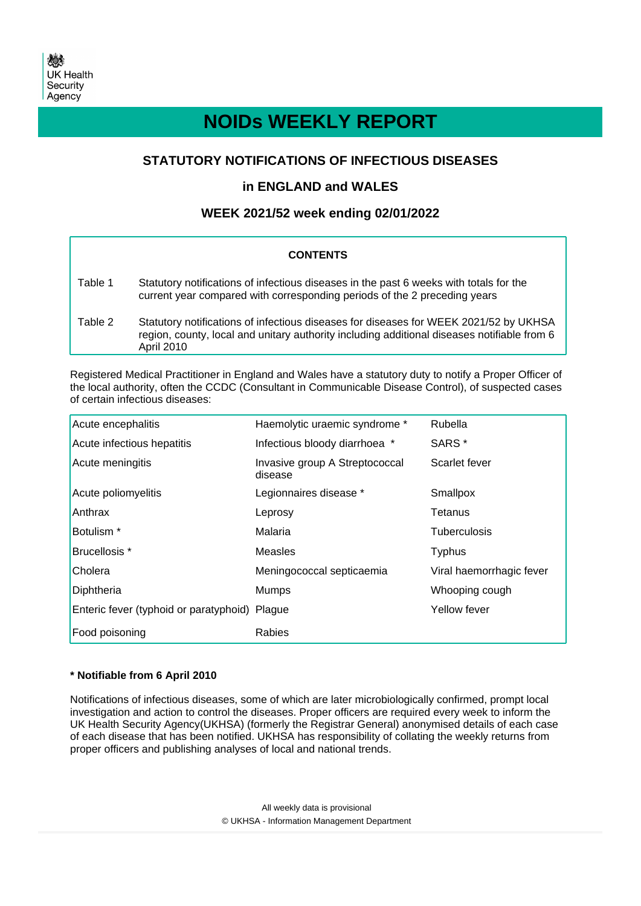UK Health Security Agency

# NOIDs WEEKLY REPORT

## STATUTORY NOTIFICATIONS OF INFECTIOUS DISEASES

## in ENGLAND and WALES

## WEEK 2021/52 week ending 02/01/2022

**CONTENTS**

| | |
|---|---|
| Table 1 | Statutory notifications of infectious diseases in the past 6 weeks with totals for the current year compared with corresponding periods of the 2 preceding years |
| Table 2 | Statutory notifications of infectious diseases for diseases for WEEK 2021/52 by UKHSA region, county, local and unitary authority including additional diseases notifiable from 6 April 2010 |

Registered Medical Practitioner in England and Wales have a statutory duty to notify a Proper Officer of the local authority, often the CCDC (Consultant in Communicable Disease Control), of suspected cases of certain infectious diseases:

| | | |
|---|---|---|
| Acute encephalitis | Haemolytic uraemic syndrome * | Rubella |
| Acute infectious hepatitis | Infectious bloody diarrhoea * | SARS * |
| Acute meningitis | Invasive group A Streptococcal disease | Scarlet fever |
| Acute poliomyelitis | Legionnaires disease * | Smallpox |
| Anthrax | Leprosy | Tetanus |
| Botulism * | Malaria | Tuberculosis |
| Brucellosis * | Measles | Typhus |
| Cholera | Meningococcal septicaemia | Viral haemorrhagic fever |
| Diphtheria | Mumps | Whooping cough |
| Enteric fever (typhoid or paratyphoid) | Plague | Yellow fever |
| Food poisoning | Rabies | |

**\* Notifiable from 6 April 2010**

Notifications of infectious diseases, some of which are later microbiologically confirmed, prompt local investigation and action to control the diseases. Proper officers are required every week to inform the UK Health Security Agency(UKHSA) (formerly the Registrar General) anonymised details of each case of each disease that has been notified. UKHSA has responsibility of collating the weekly returns from proper officers and publishing analyses of local and national trends.

All weekly data is provisional

© UKHSA - Information Management Department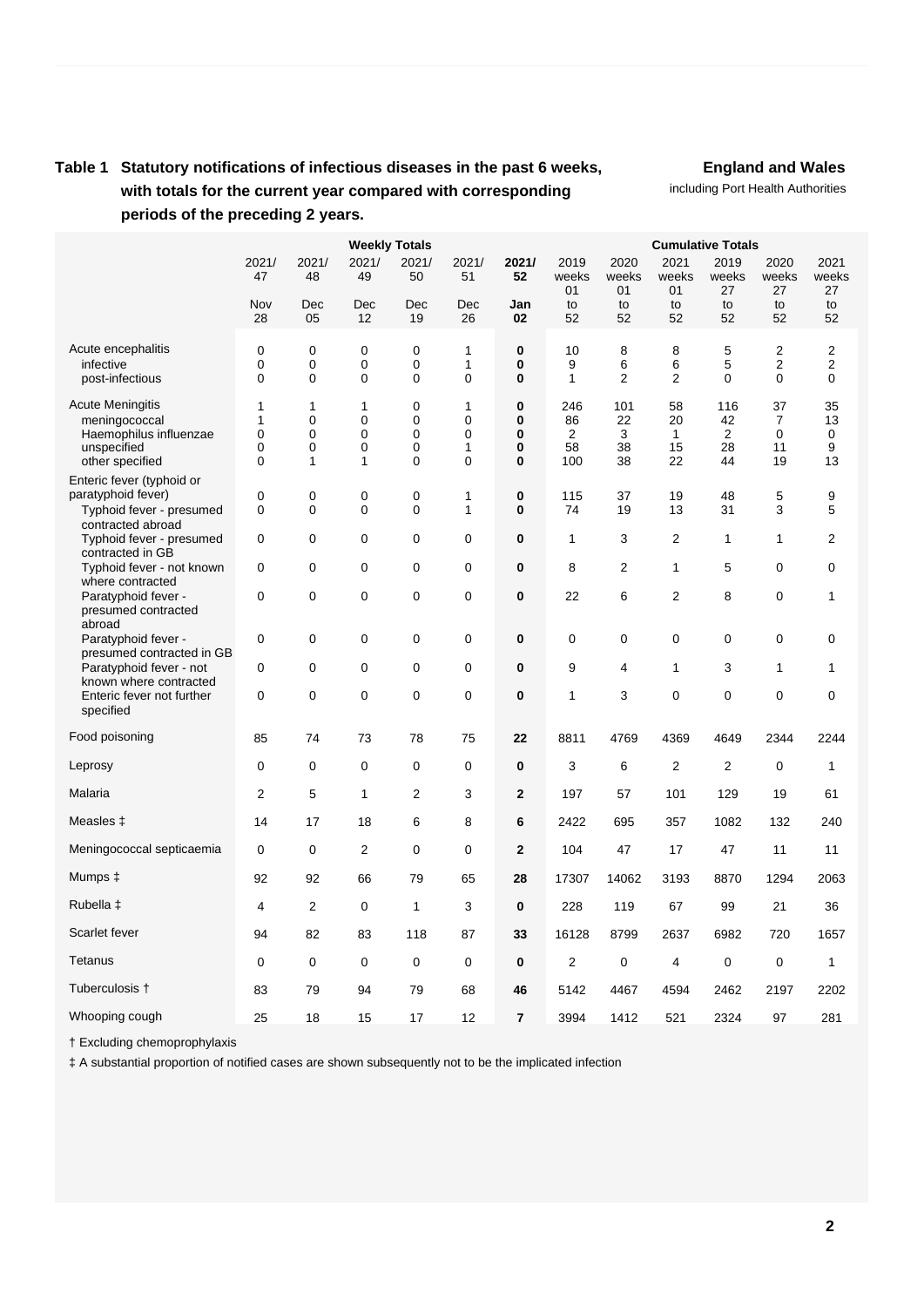**Table 1 Statutory notifications of infectious diseases in the past 6 weeks, with totals for the current year compared with corresponding periods of the preceding 2 years.**

**England and Wales**
including Port Health Authorities

| | Weekly Totals | | | | | | Cumulative Totals | | | | | |
|---|---|---|---|---|---|---|---|---|---|---|---|---|
| | 2021/ 47 Nov 28 | 2021/ 48 Dec 05 | 2021/ 49 Dec 12 | 2021/ 50 Dec 19 | 2021/ 51 Dec 26 | **2021/ 52 Jan 02** | 2019 weeks 01 to 52 | 2020 weeks 01 to 52 | 2021 weeks 01 to 52 | 2019 weeks 27 to 52 | 2020 weeks 27 to 52 | 2021 weeks 27 to 52 |
| Acute encephalitis | 0 | 0 | 0 | 0 | 1 | **0** | 10 | 8 | 8 | 5 | 2 | 2 |
| infective | 0 | 0 | 0 | 0 | 1 | **0** | 9 | 6 | 6 | 5 | 2 | 2 |
| post-infectious | 0 | 0 | 0 | 0 | 0 | **0** | 1 | 2 | 2 | 0 | 0 | 0 |
| Acute Meningitis | 1 | 1 | 1 | 0 | 1 | **0** | 246 | 101 | 58 | 116 | 37 | 35 |
| meningococcal | 1 | 0 | 0 | 0 | 0 | **0** | 86 | 22 | 20 | 42 | 7 | 13 |
| Haemophilus influenzae | 0 | 0 | 0 | 0 | 0 | **0** | 2 | 3 | 1 | 2 | 0 | 0 |
| unspecified | 0 | 0 | 0 | 0 | 1 | **0** | 58 | 38 | 15 | 28 | 11 | 9 |
| other specified | 0 | 1 | 1 | 0 | 0 | **0** | 100 | 38 | 22 | 44 | 19 | 13 |
| Enteric fever (typhoid or paratyphoid fever) | 0 | 0 | 0 | 0 | 1 | **0** | 115 | 37 | 19 | 48 | 5 | 9 |
| Typhoid fever - presumed contracted abroad | 0 | 0 | 0 | 0 | 1 | **0** | 74 | 19 | 13 | 31 | 3 | 5 |
| Typhoid fever - presumed contracted in GB | 0 | 0 | 0 | 0 | 0 | **0** | 1 | 3 | 2 | 1 | 1 | 2 |
| Typhoid fever - not known where contracted | 0 | 0 | 0 | 0 | 0 | **0** | 8 | 2 | 1 | 5 | 0 | 0 |
| Paratyphoid fever - presumed contracted abroad | 0 | 0 | 0 | 0 | 0 | **0** | 22 | 6 | 2 | 8 | 0 | 1 |
| Paratyphoid fever - presumed contracted in GB | 0 | 0 | 0 | 0 | 0 | **0** | 0 | 0 | 0 | 0 | 0 | 0 |
| Paratyphoid fever - not known where contracted | 0 | 0 | 0 | 0 | 0 | **0** | 9 | 4 | 1 | 3 | 1 | 1 |
| Enteric fever not further specified | 0 | 0 | 0 | 0 | 0 | **0** | 1 | 3 | 0 | 0 | 0 | 0 |
| Food poisoning | 85 | 74 | 73 | 78 | 75 | **22** | 8811 | 4769 | 4369 | 4649 | 2344 | 2244 |
| Leprosy | 0 | 0 | 0 | 0 | 0 | **0** | 3 | 6 | 2 | 2 | 0 | 1 |
| Malaria | 2 | 5 | 1 | 2 | 3 | **2** | 197 | 57 | 101 | 129 | 19 | 61 |
| Measles ‡ | 14 | 17 | 18 | 6 | 8 | **6** | 2422 | 695 | 357 | 1082 | 132 | 240 |
| Meningococcal septicaemia | 0 | 0 | 2 | 0 | 0 | **2** | 104 | 47 | 17 | 47 | 11 | 11 |
| Mumps ‡ | 92 | 92 | 66 | 79 | 65 | **28** | 17307 | 14062 | 3193 | 8870 | 1294 | 2063 |
| Rubella ‡ | 4 | 2 | 0 | 1 | 3 | **0** | 228 | 119 | 67 | 99 | 21 | 36 |
| Scarlet fever | 94 | 82 | 83 | 118 | 87 | **33** | 16128 | 8799 | 2637 | 6982 | 720 | 1657 |
| Tetanus | 0 | 0 | 0 | 0 | 0 | **0** | 2 | 0 | 4 | 0 | 0 | 1 |
| Tuberculosis † | 83 | 79 | 94 | 79 | 68 | **46** | 5142 | 4467 | 4594 | 2462 | 2197 | 2202 |
| Whooping cough | 25 | 18 | 15 | 17 | 12 | **7** | 3994 | 1412 | 521 | 2324 | 97 | 281 |

† Excluding chemoprophylaxis

‡ A substantial proportion of notified cases are shown subsequently not to be the implicated infection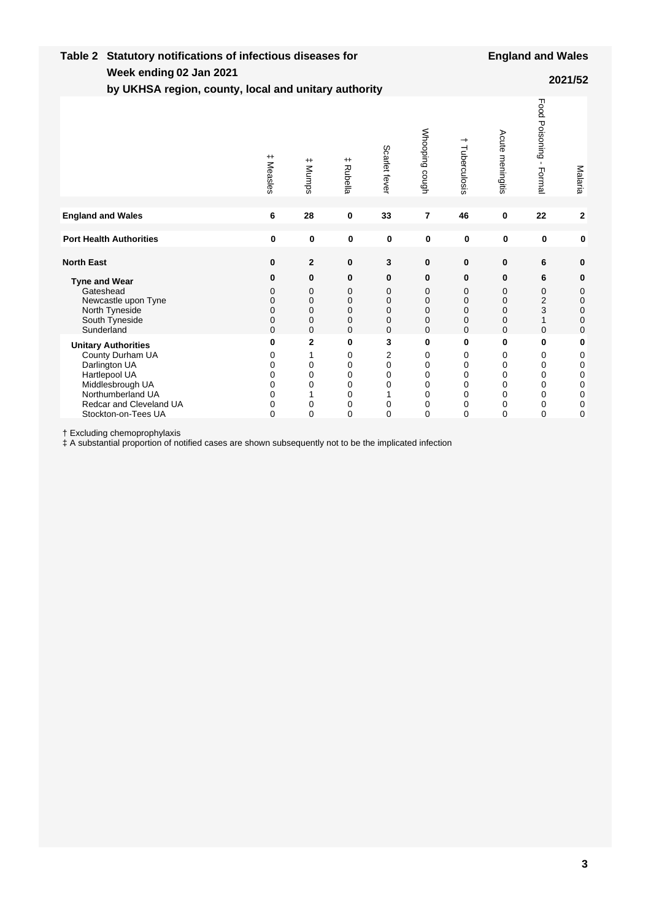## Table 2 Statutory notifications of infectious diseases for Week ending 02 Jan 2021 by UKHSA region, county, local and unitary authority

**England and Wales**

**2021/52**

| | ‡ Measles | ‡ Mumps | ‡ Rubella | Scarlet fever | Whooping cough | † Tuberculosis | Acute meningitis | Food Poisoning - Formal | Malaria |
|---|---|---|---|---|---|---|---|---|---|
| **England and Wales** | **6** | **28** | **0** | **33** | **7** | **46** | **0** | **22** | **2** |
| **Port Health Authorities** | **0** | **0** | **0** | **0** | **0** | **0** | **0** | **0** | **0** |
| **North East** | **0** | **2** | **0** | **3** | **0** | **0** | **0** | **6** | **0** |
| **Tyne and Wear** | **0** | **0** | **0** | **0** | **0** | **0** | **0** | **6** | **0** |
| Gateshead | 0 | 0 | 0 | 0 | 0 | 0 | 0 | 0 | 0 |
| Newcastle upon Tyne | 0 | 0 | 0 | 0 | 0 | 0 | 0 | 2 | 0 |
| North Tyneside | 0 | 0 | 0 | 0 | 0 | 0 | 0 | 3 | 0 |
| South Tyneside | 0 | 0 | 0 | 0 | 0 | 0 | 0 | 1 | 0 |
| Sunderland | 0 | 0 | 0 | 0 | 0 | 0 | 0 | 0 | 0 |
| **Unitary Authorities** | **0** | **2** | **0** | **3** | **0** | **0** | **0** | **0** | **0** |
| County Durham UA | 0 | 1 | 0 | 2 | 0 | 0 | 0 | 0 | 0 |
| Darlington UA | 0 | 0 | 0 | 0 | 0 | 0 | 0 | 0 | 0 |
| Hartlepool UA | 0 | 0 | 0 | 0 | 0 | 0 | 0 | 0 | 0 |
| Middlesbrough UA | 0 | 0 | 0 | 0 | 0 | 0 | 0 | 0 | 0 |
| Northumberland UA | 0 | 1 | 0 | 1 | 0 | 0 | 0 | 0 | 0 |
| Redcar and Cleveland UA | 0 | 0 | 0 | 0 | 0 | 0 | 0 | 0 | 0 |
| Stockton-on-Tees UA | 0 | 0 | 0 | 0 | 0 | 0 | 0 | 0 | 0 |

† Excluding chemoprophylaxis

‡ A substantial proportion of notified cases are shown subsequently not to be the implicated infection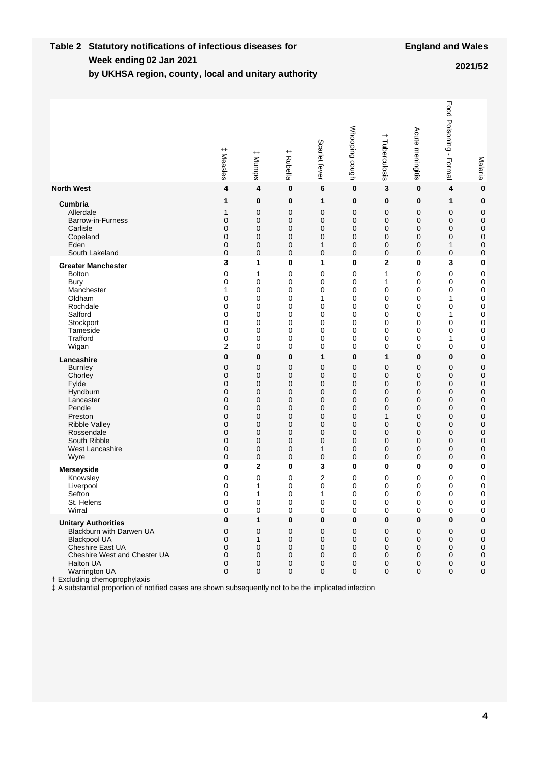**Table 2 Statutory notifications of infectious diseases for Week ending 02 Jan 2021 by UKHSA region, county, local and unitary authority**

**England and Wales**

**2021/52**

| | ‡ Measles | ‡ Mumps | ‡ Rubella | Scarlet fever | Whooping cough | † Tuberculosis | Acute meningitis | Food Poisoning - Formal | Malaria |
|---|---|---|---|---|---|---|---|---|---|
| **North West** | **4** | **4** | **0** | **6** | **0** | **3** | **0** | **4** | **0** |
| **Cumbria** | **1** | **0** | **0** | **1** | **0** | **0** | **0** | **1** | **0** |
| Allerdale | 1 | 0 | 0 | 0 | 0 | 0 | 0 | 0 | 0 |
| Barrow-in-Furness | 0 | 0 | 0 | 0 | 0 | 0 | 0 | 0 | 0 |
| Carlisle | 0 | 0 | 0 | 0 | 0 | 0 | 0 | 0 | 0 |
| Copeland | 0 | 0 | 0 | 0 | 0 | 0 | 0 | 0 | 0 |
| Eden | 0 | 0 | 0 | 1 | 0 | 0 | 0 | 1 | 0 |
| South Lakeland | 0 | 0 | 0 | 0 | 0 | 0 | 0 | 0 | 0 |
| **Greater Manchester** | **3** | **1** | **0** | **1** | **0** | **2** | **0** | **3** | **0** |
| Bolton | 0 | 1 | 0 | 0 | 0 | 1 | 0 | 0 | 0 |
| Bury | 0 | 0 | 0 | 0 | 0 | 1 | 0 | 0 | 0 |
| Manchester | 1 | 0 | 0 | 0 | 0 | 0 | 0 | 0 | 0 |
| Oldham | 0 | 0 | 0 | 1 | 0 | 0 | 0 | 1 | 0 |
| Rochdale | 0 | 0 | 0 | 0 | 0 | 0 | 0 | 0 | 0 |
| Salford | 0 | 0 | 0 | 0 | 0 | 0 | 0 | 1 | 0 |
| Stockport | 0 | 0 | 0 | 0 | 0 | 0 | 0 | 0 | 0 |
| Tameside | 0 | 0 | 0 | 0 | 0 | 0 | 0 | 0 | 0 |
| Trafford | 0 | 0 | 0 | 0 | 0 | 0 | 0 | 1 | 0 |
| Wigan | 2 | 0 | 0 | 0 | 0 | 0 | 0 | 0 | 0 |
| **Lancashire** | **0** | **0** | **0** | **1** | **0** | **1** | **0** | **0** | **0** |
| Burnley | 0 | 0 | 0 | 0 | 0 | 0 | 0 | 0 | 0 |
| Chorley | 0 | 0 | 0 | 0 | 0 | 0 | 0 | 0 | 0 |
| Fylde | 0 | 0 | 0 | 0 | 0 | 0 | 0 | 0 | 0 |
| Hyndburn | 0 | 0 | 0 | 0 | 0 | 0 | 0 | 0 | 0 |
| Lancaster | 0 | 0 | 0 | 0 | 0 | 0 | 0 | 0 | 0 |
| Pendle | 0 | 0 | 0 | 0 | 0 | 0 | 0 | 0 | 0 |
| Preston | 0 | 0 | 0 | 0 | 0 | 1 | 0 | 0 | 0 |
| Ribble Valley | 0 | 0 | 0 | 0 | 0 | 0 | 0 | 0 | 0 |
| Rossendale | 0 | 0 | 0 | 0 | 0 | 0 | 0 | 0 | 0 |
| South Ribble | 0 | 0 | 0 | 0 | 0 | 0 | 0 | 0 | 0 |
| West Lancashire | 0 | 0 | 0 | 1 | 0 | 0 | 0 | 0 | 0 |
| Wyre | 0 | 0 | 0 | 0 | 0 | 0 | 0 | 0 | 0 |
| **Merseyside** | **0** | **2** | **0** | **3** | **0** | **0** | **0** | **0** | **0** |
| Knowsley | 0 | 0 | 0 | 2 | 0 | 0 | 0 | 0 | 0 |
| Liverpool | 0 | 1 | 0 | 0 | 0 | 0 | 0 | 0 | 0 |
| Sefton | 0 | 1 | 0 | 1 | 0 | 0 | 0 | 0 | 0 |
| St. Helens | 0 | 0 | 0 | 0 | 0 | 0 | 0 | 0 | 0 |
| Wirral | 0 | 0 | 0 | 0 | 0 | 0 | 0 | 0 | 0 |
| **Unitary Authorities** | **0** | **1** | **0** | **0** | **0** | **0** | **0** | **0** | **0** |
| Blackburn with Darwen UA | 0 | 0 | 0 | 0 | 0 | 0 | 0 | 0 | 0 |
| Blackpool UA | 0 | 1 | 0 | 0 | 0 | 0 | 0 | 0 | 0 |
| Cheshire East UA | 0 | 0 | 0 | 0 | 0 | 0 | 0 | 0 | 0 |
| Cheshire West and Chester UA | 0 | 0 | 0 | 0 | 0 | 0 | 0 | 0 | 0 |
| Halton UA | 0 | 0 | 0 | 0 | 0 | 0 | 0 | 0 | 0 |
| Warrington UA | 0 | 0 | 0 | 0 | 0 | 0 | 0 | 0 | 0 |

† Excluding chemoprophylaxis

‡ A substantial proportion of notified cases are shown subsequently not to be the implicated infection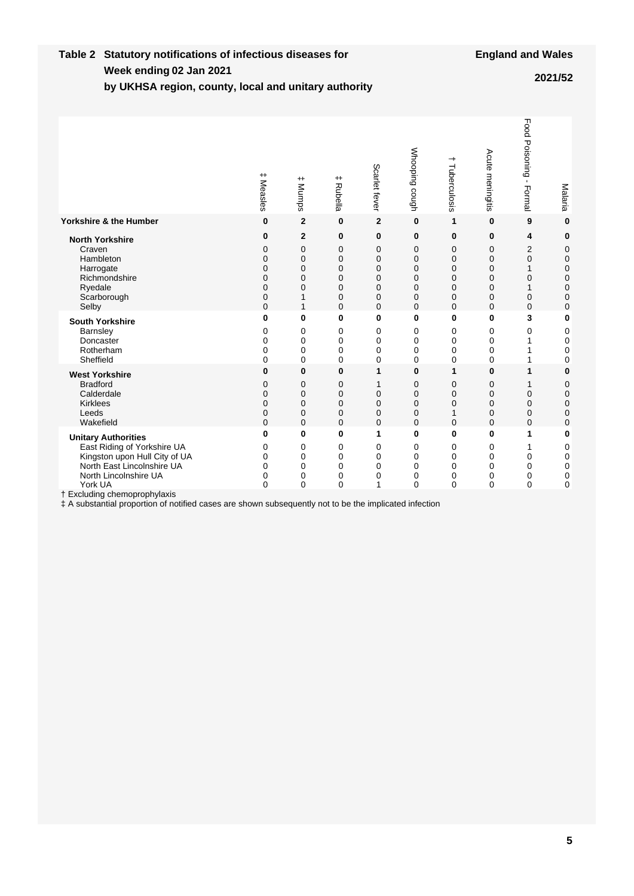**Table 2 Statistical notifications of infectious diseases for Week ending 02 Jan 2021 by UKHSA region, county, local and unitary authority**

**England and Wales**

**2021/52**

| | ‡ Measles | ‡ Mumps | ‡ Rubella | Scarlet fever | Whooping cough | † Tuberculosis | Acute meningitis | Food Poisoning - Formal | Malaria |
|---|---|---|---|---|---|---|---|---|---|
| **Yorkshire & the Humber** | **0** | **2** | **0** | **2** | **0** | **1** | **0** | **9** | **0** |
| **North Yorkshire** | **0** | **2** | **0** | **0** | **0** | **0** | **0** | **4** | **0** |
| Craven | 0 | 0 | 0 | 0 | 0 | 0 | 0 | 2 | 0 |
| Hambleton | 0 | 0 | 0 | 0 | 0 | 0 | 0 | 0 | 0 |
| Harrogate | 0 | 0 | 0 | 0 | 0 | 0 | 0 | 1 | 0 |
| Richmondshire | 0 | 0 | 0 | 0 | 0 | 0 | 0 | 0 | 0 |
| Ryedale | 0 | 0 | 0 | 0 | 0 | 0 | 0 | 1 | 0 |
| Scarborough | 0 | 1 | 0 | 0 | 0 | 0 | 0 | 0 | 0 |
| Selby | 0 | 1 | 0 | 0 | 0 | 0 | 0 | 0 | 0 |
| **South Yorkshire** | **0** | **0** | **0** | **0** | **0** | **0** | **0** | **3** | **0** |
| Barnsley | 0 | 0 | 0 | 0 | 0 | 0 | 0 | 0 | 0 |
| Doncaster | 0 | 0 | 0 | 0 | 0 | 0 | 0 | 1 | 0 |
| Rotherham | 0 | 0 | 0 | 0 | 0 | 0 | 0 | 1 | 0 |
| Sheffield | 0 | 0 | 0 | 0 | 0 | 0 | 0 | 1 | 0 |
| **West Yorkshire** | **0** | **0** | **0** | **1** | **0** | **1** | **0** | **1** | **0** |
| Bradford | 0 | 0 | 0 | 1 | 0 | 0 | 0 | 1 | 0 |
| Calderdale | 0 | 0 | 0 | 0 | 0 | 0 | 0 | 0 | 0 |
| Kirklees | 0 | 0 | 0 | 0 | 0 | 0 | 0 | 0 | 0 |
| Leeds | 0 | 0 | 0 | 0 | 0 | 1 | 0 | 0 | 0 |
| Wakefield | 0 | 0 | 0 | 0 | 0 | 0 | 0 | 0 | 0 |
| **Unitary Authorities** | **0** | **0** | **0** | **1** | **0** | **0** | **0** | **1** | **0** |
| East Riding of Yorkshire UA | 0 | 0 | 0 | 0 | 0 | 0 | 0 | 1 | 0 |
| Kingston upon Hull City of UA | 0 | 0 | 0 | 0 | 0 | 0 | 0 | 0 | 0 |
| North East Lincolnshire UA | 0 | 0 | 0 | 0 | 0 | 0 | 0 | 0 | 0 |
| North Lincolnshire UA | 0 | 0 | 0 | 0 | 0 | 0 | 0 | 0 | 0 |
| York UA | 0 | 0 | 0 | 1 | 0 | 0 | 0 | 0 | 0 |

† Excluding chemoprophylaxis

‡ A substantial proportion of notified cases are shown subsequently not to be the implicated infection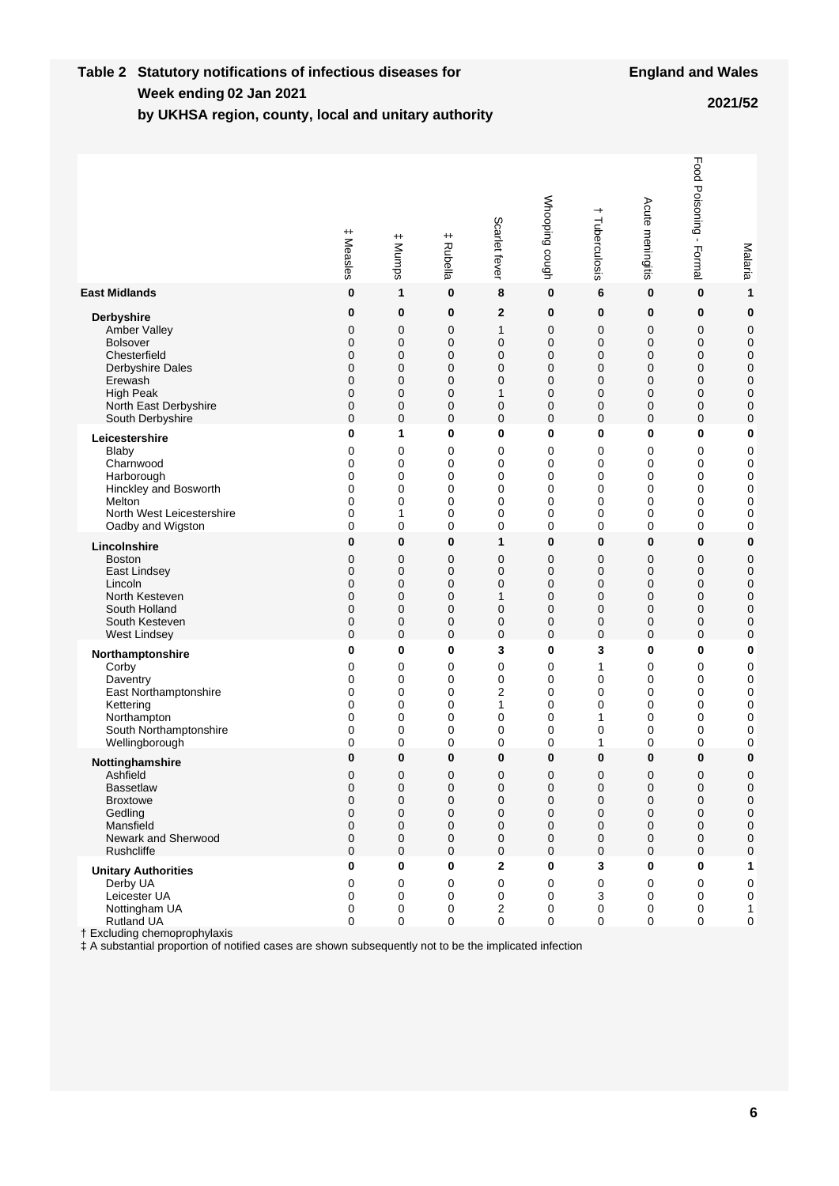**Table 2 Statutory notifications of infectious diseases for Week ending 02 Jan 2021 by UKHSA region, county, local and unitary authority**

**England and Wales**

**2021/52**

| | ‡ Measles | ‡ Mumps | ‡ Rubella | Scarlet fever | Whooping cough | † Tuberculosis | Acute meningitis | Food Poisoning - Formal | Malaria |
|---|---|---|---|---|---|---|---|---|---|
| **East Midlands** | **0** | **1** | **0** | **8** | **0** | **6** | **0** | **0** | **1** |
| **Derbyshire** | **0** | **0** | **0** | **2** | **0** | **0** | **0** | **0** | **0** |
| Amber Valley | 0 | 0 | 0 | 1 | 0 | 0 | 0 | 0 | 0 |
| Bolsover | 0 | 0 | 0 | 0 | 0 | 0 | 0 | 0 | 0 |
| Chesterfield | 0 | 0 | 0 | 0 | 0 | 0 | 0 | 0 | 0 |
| Derbyshire Dales | 0 | 0 | 0 | 0 | 0 | 0 | 0 | 0 | 0 |
| Erewash | 0 | 0 | 0 | 0 | 0 | 0 | 0 | 0 | 0 |
| High Peak | 0 | 0 | 0 | 1 | 0 | 0 | 0 | 0 | 0 |
| North East Derbyshire | 0 | 0 | 0 | 0 | 0 | 0 | 0 | 0 | 0 |
| South Derbyshire | 0 | 0 | 0 | 0 | 0 | 0 | 0 | 0 | 0 |
| **Leicestershire** | **0** | **1** | **0** | **0** | **0** | **0** | **0** | **0** | **0** |
| Blaby | 0 | 0 | 0 | 0 | 0 | 0 | 0 | 0 | 0 |
| Charnwood | 0 | 0 | 0 | 0 | 0 | 0 | 0 | 0 | 0 |
| Harborough | 0 | 0 | 0 | 0 | 0 | 0 | 0 | 0 | 0 |
| Hinckley and Bosworth | 0 | 0 | 0 | 0 | 0 | 0 | 0 | 0 | 0 |
| Melton | 0 | 0 | 0 | 0 | 0 | 0 | 0 | 0 | 0 |
| North West Leicestershire | 0 | 1 | 0 | 0 | 0 | 0 | 0 | 0 | 0 |
| Oadby and Wigston | 0 | 0 | 0 | 0 | 0 | 0 | 0 | 0 | 0 |
| **Lincolnshire** | **0** | **0** | **0** | **1** | **0** | **0** | **0** | **0** | **0** |
| Boston | 0 | 0 | 0 | 0 | 0 | 0 | 0 | 0 | 0 |
| East Lindsey | 0 | 0 | 0 | 0 | 0 | 0 | 0 | 0 | 0 |
| Lincoln | 0 | 0 | 0 | 0 | 0 | 0 | 0 | 0 | 0 |
| North Kesteven | 0 | 0 | 0 | 1 | 0 | 0 | 0 | 0 | 0 |
| South Holland | 0 | 0 | 0 | 0 | 0 | 0 | 0 | 0 | 0 |
| South Kesteven | 0 | 0 | 0 | 0 | 0 | 0 | 0 | 0 | 0 |
| West Lindsey | 0 | 0 | 0 | 0 | 0 | 0 | 0 | 0 | 0 |
| **Northamptonshire** | **0** | **0** | **0** | **3** | **0** | **3** | **0** | **0** | **0** |
| Corby | 0 | 0 | 0 | 0 | 0 | 1 | 0 | 0 | 0 |
| Daventry | 0 | 0 | 0 | 0 | 0 | 0 | 0 | 0 | 0 |
| East Northamptonshire | 0 | 0 | 0 | 2 | 0 | 0 | 0 | 0 | 0 |
| Kettering | 0 | 0 | 0 | 1 | 0 | 0 | 0 | 0 | 0 |
| Northampton | 0 | 0 | 0 | 0 | 0 | 1 | 0 | 0 | 0 |
| South Northamptonshire | 0 | 0 | 0 | 0 | 0 | 0 | 0 | 0 | 0 |
| Wellingborough | 0 | 0 | 0 | 0 | 0 | 1 | 0 | 0 | 0 |
| **Nottinghamshire** | **0** | **0** | **0** | **0** | **0** | **0** | **0** | **0** | **0** |
| Ashfield | 0 | 0 | 0 | 0 | 0 | 0 | 0 | 0 | 0 |
| Bassetlaw | 0 | 0 | 0 | 0 | 0 | 0 | 0 | 0 | 0 |
| Broxtowe | 0 | 0 | 0 | 0 | 0 | 0 | 0 | 0 | 0 |
| Gedling | 0 | 0 | 0 | 0 | 0 | 0 | 0 | 0 | 0 |
| Mansfield | 0 | 0 | 0 | 0 | 0 | 0 | 0 | 0 | 0 |
| Newark and Sherwood | 0 | 0 | 0 | 0 | 0 | 0 | 0 | 0 | 0 |
| Rushcliffe | 0 | 0 | 0 | 0 | 0 | 0 | 0 | 0 | 0 |
| **Unitary Authorities** | **0** | **0** | **0** | **2** | **0** | **3** | **0** | **0** | **1** |
| Derby UA | 0 | 0 | 0 | 0 | 0 | 0 | 0 | 0 | 0 |
| Leicester UA | 0 | 0 | 0 | 0 | 0 | 3 | 0 | 0 | 0 |
| Nottingham UA | 0 | 0 | 0 | 2 | 0 | 0 | 0 | 0 | 1 |
| Rutland UA | 0 | 0 | 0 | 0 | 0 | 0 | 0 | 0 | 0 |

† Excluding chemoprophylaxis

‡ A substantial proportion of notified cases are shown subsequently not to be the implicated infection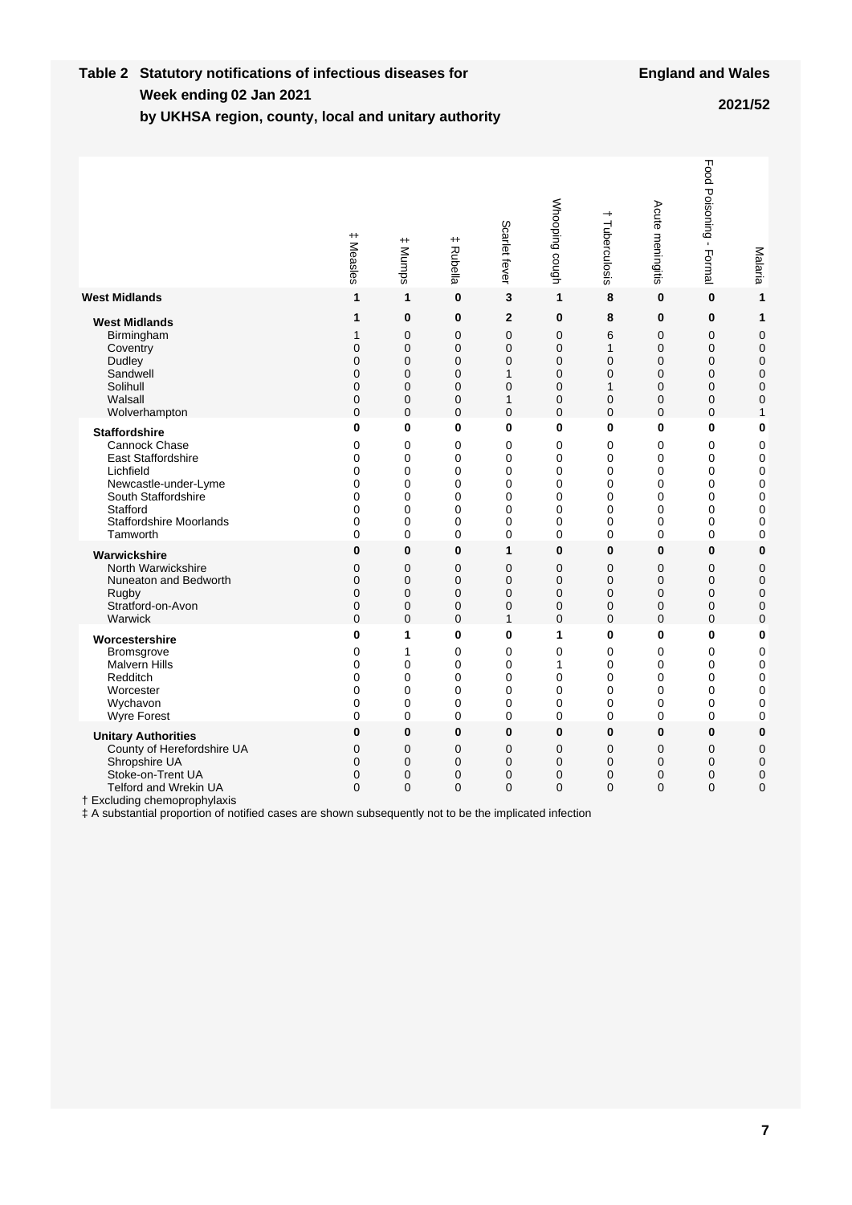**Table 2 Statutory notifications of infectious diseases for Week ending 02 Jan 2021 by UKHSA region, county, local and unitary authority**

**England and Wales**

**2021/52**

| | ‡ Measles | ‡ Mumps | ‡ Rubella | Scarlet fever | Whooping cough | † Tuberculosis | Acute meningitis | Food Poisoning - Formal | Malaria |
|---|---|---|---|---|---|---|---|---|---|
| **West Midlands** | **1** | **1** | **0** | **3** | **1** | **8** | **0** | **0** | **1** |
| **West Midlands** | **1** | **0** | **0** | **2** | **0** | **8** | **0** | **0** | **1** |
| Birmingham | 1 | 0 | 0 | 0 | 0 | 6 | 0 | 0 | 0 |
| Coventry | 0 | 0 | 0 | 0 | 0 | 1 | 0 | 0 | 0 |
| Dudley | 0 | 0 | 0 | 0 | 0 | 0 | 0 | 0 | 0 |
| Sandwell | 0 | 0 | 0 | 1 | 0 | 0 | 0 | 0 | 0 |
| Solihull | 0 | 0 | 0 | 0 | 0 | 1 | 0 | 0 | 0 |
| Walsall | 0 | 0 | 0 | 1 | 0 | 0 | 0 | 0 | 0 |
| Wolverhampton | 0 | 0 | 0 | 0 | 0 | 0 | 0 | 0 | 1 |
| **Staffordshire** | **0** | **0** | **0** | **0** | **0** | **0** | **0** | **0** | **0** |
| Cannock Chase | 0 | 0 | 0 | 0 | 0 | 0 | 0 | 0 | 0 |
| East Staffordshire | 0 | 0 | 0 | 0 | 0 | 0 | 0 | 0 | 0 |
| Lichfield | 0 | 0 | 0 | 0 | 0 | 0 | 0 | 0 | 0 |
| Newcastle-under-Lyme | 0 | 0 | 0 | 0 | 0 | 0 | 0 | 0 | 0 |
| South Staffordshire | 0 | 0 | 0 | 0 | 0 | 0 | 0 | 0 | 0 |
| Stafford | 0 | 0 | 0 | 0 | 0 | 0 | 0 | 0 | 0 |
| Staffordshire Moorlands | 0 | 0 | 0 | 0 | 0 | 0 | 0 | 0 | 0 |
| Tamworth | 0 | 0 | 0 | 0 | 0 | 0 | 0 | 0 | 0 |
| **Warwickshire** | **0** | **0** | **0** | **1** | **0** | **0** | **0** | **0** | **0** |
| North Warwickshire | 0 | 0 | 0 | 0 | 0 | 0 | 0 | 0 | 0 |
| Nuneaton and Bedworth | 0 | 0 | 0 | 0 | 0 | 0 | 0 | 0 | 0 |
| Rugby | 0 | 0 | 0 | 0 | 0 | 0 | 0 | 0 | 0 |
| Stratford-on-Avon | 0 | 0 | 0 | 0 | 0 | 0 | 0 | 0 | 0 |
| Warwick | 0 | 0 | 0 | 1 | 0 | 0 | 0 | 0 | 0 |
| **Worcestershire** | **0** | **1** | **0** | **0** | **1** | **0** | **0** | **0** | **0** |
| Bromsgrove | 0 | 1 | 0 | 0 | 0 | 0 | 0 | 0 | 0 |
| Malvern Hills | 0 | 0 | 0 | 0 | 1 | 0 | 0 | 0 | 0 |
| Redditch | 0 | 0 | 0 | 0 | 0 | 0 | 0 | 0 | 0 |
| Worcester | 0 | 0 | 0 | 0 | 0 | 0 | 0 | 0 | 0 |
| Wychavon | 0 | 0 | 0 | 0 | 0 | 0 | 0 | 0 | 0 |
| Wyre Forest | 0 | 0 | 0 | 0 | 0 | 0 | 0 | 0 | 0 |
| **Unitary Authorities** | **0** | **0** | **0** | **0** | **0** | **0** | **0** | **0** | **0** |
| County of Herefordshire UA | 0 | 0 | 0 | 0 | 0 | 0 | 0 | 0 | 0 |
| Shropshire UA | 0 | 0 | 0 | 0 | 0 | 0 | 0 | 0 | 0 |
| Stoke-on-Trent UA | 0 | 0 | 0 | 0 | 0 | 0 | 0 | 0 | 0 |
| Telford and Wrekin UA | 0 | 0 | 0 | 0 | 0 | 0 | 0 | 0 | 0 |

† Excluding chemoprophylaxis
‡ A substantial proportion of notified cases are shown subsequently not to be the implicated infection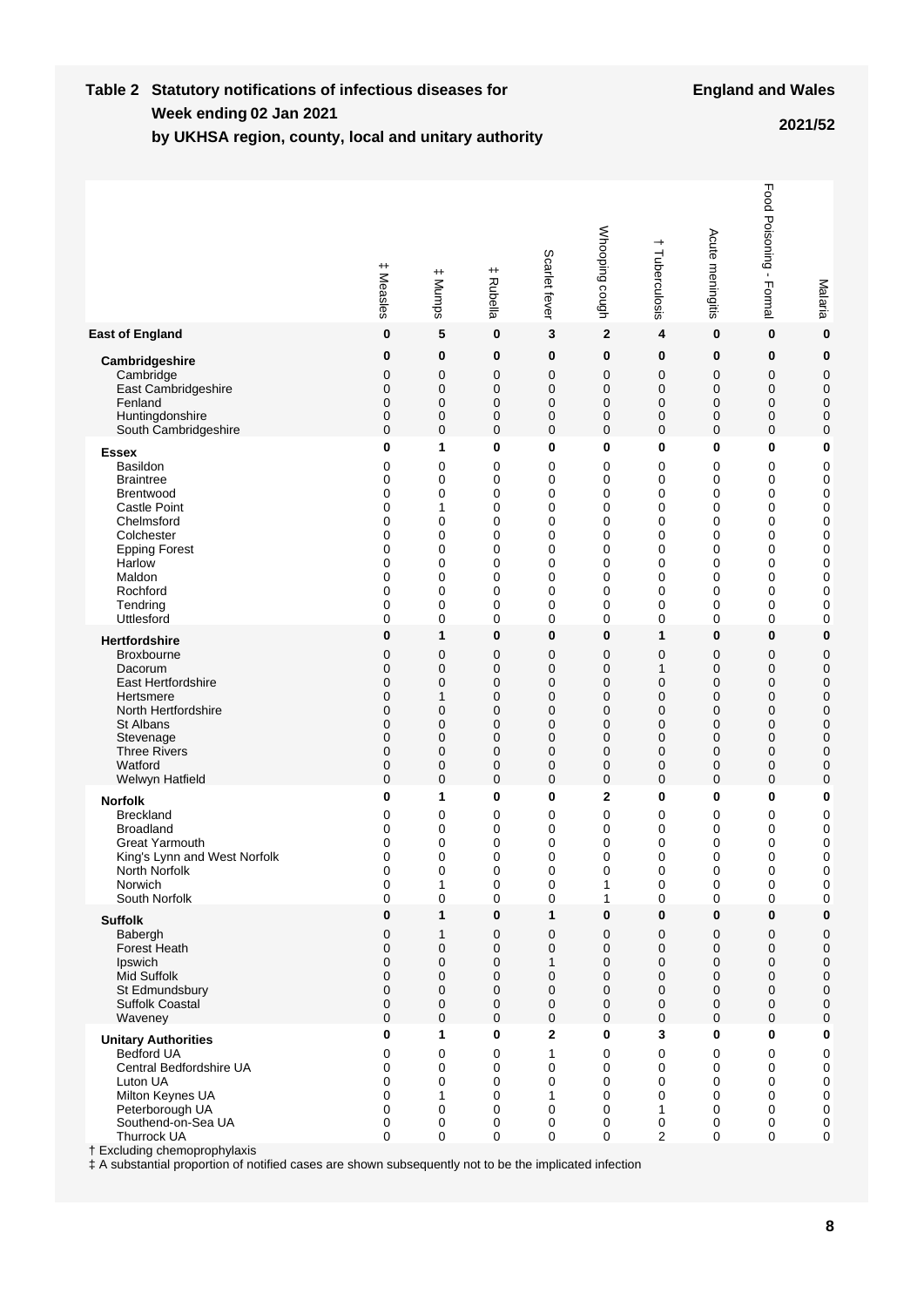## Table 2 Statutory notifications of infectious diseases for Week ending 02 Jan 2021 by UKHSA region, county, local and unitary authority

**England and Wales**

**2021/52**

| | ‡ Measles | ‡ Mumps | ‡ Rubella | Scarlet fever | Whooping cough | † Tuberculosis | Acute meningitis | Food Poisoning - Formal | Malaria |
|---|---|---|---|---|---|---|---|---|---|
| **East of England** | **0** | **5** | **0** | **3** | **2** | **4** | **0** | **0** | **0** |
| **Cambridgeshire** | **0** | **0** | **0** | **0** | **0** | **0** | **0** | **0** | **0** |
| Cambridge | 0 | 0 | 0 | 0 | 0 | 0 | 0 | 0 | 0 |
| East Cambridgeshire | 0 | 0 | 0 | 0 | 0 | 0 | 0 | 0 | 0 |
| Fenland | 0 | 0 | 0 | 0 | 0 | 0 | 0 | 0 | 0 |
| Huntingdonshire | 0 | 0 | 0 | 0 | 0 | 0 | 0 | 0 | 0 |
| South Cambridgeshire | 0 | 0 | 0 | 0 | 0 | 0 | 0 | 0 | 0 |
| **Essex** | **0** | **1** | **0** | **0** | **0** | **0** | **0** | **0** | **0** |
| Basildon | 0 | 0 | 0 | 0 | 0 | 0 | 0 | 0 | 0 |
| Braintree | 0 | 0 | 0 | 0 | 0 | 0 | 0 | 0 | 0 |
| Brentwood | 0 | 0 | 0 | 0 | 0 | 0 | 0 | 0 | 0 |
| Castle Point | 0 | 1 | 0 | 0 | 0 | 0 | 0 | 0 | 0 |
| Chelmsford | 0 | 0 | 0 | 0 | 0 | 0 | 0 | 0 | 0 |
| Colchester | 0 | 0 | 0 | 0 | 0 | 0 | 0 | 0 | 0 |
| Epping Forest | 0 | 0 | 0 | 0 | 0 | 0 | 0 | 0 | 0 |
| Harlow | 0 | 0 | 0 | 0 | 0 | 0 | 0 | 0 | 0 |
| Maldon | 0 | 0 | 0 | 0 | 0 | 0 | 0 | 0 | 0 |
| Rochford | 0 | 0 | 0 | 0 | 0 | 0 | 0 | 0 | 0 |
| Tendring | 0 | 0 | 0 | 0 | 0 | 0 | 0 | 0 | 0 |
| Uttlesford | 0 | 0 | 0 | 0 | 0 | 0 | 0 | 0 | 0 |
| **Hertfordshire** | **0** | **1** | **0** | **0** | **0** | **1** | **0** | **0** | **0** |
| Broxbourne | 0 | 0 | 0 | 0 | 0 | 0 | 0 | 0 | 0 |
| Dacorum | 0 | 0 | 0 | 0 | 0 | 1 | 0 | 0 | 0 |
| East Hertfordshire | 0 | 0 | 0 | 0 | 0 | 0 | 0 | 0 | 0 |
| Hertsmere | 0 | 1 | 0 | 0 | 0 | 0 | 0 | 0 | 0 |
| North Hertfordshire | 0 | 0 | 0 | 0 | 0 | 0 | 0 | 0 | 0 |
| St Albans | 0 | 0 | 0 | 0 | 0 | 0 | 0 | 0 | 0 |
| Stevenage | 0 | 0 | 0 | 0 | 0 | 0 | 0 | 0 | 0 |
| Three Rivers | 0 | 0 | 0 | 0 | 0 | 0 | 0 | 0 | 0 |
| Watford | 0 | 0 | 0 | 0 | 0 | 0 | 0 | 0 | 0 |
| Welwyn Hatfield | 0 | 0 | 0 | 0 | 0 | 0 | 0 | 0 | 0 |
| **Norfolk** | **0** | **1** | **0** | **0** | **2** | **0** | **0** | **0** | **0** |
| Breckland | 0 | 0 | 0 | 0 | 0 | 0 | 0 | 0 | 0 |
| Broadland | 0 | 0 | 0 | 0 | 0 | 0 | 0 | 0 | 0 |
| Great Yarmouth | 0 | 0 | 0 | 0 | 0 | 0 | 0 | 0 | 0 |
| King's Lynn and West Norfolk | 0 | 0 | 0 | 0 | 0 | 0 | 0 | 0 | 0 |
| North Norfolk | 0 | 0 | 0 | 0 | 0 | 0 | 0 | 0 | 0 |
| Norwich | 0 | 1 | 0 | 0 | 1 | 0 | 0 | 0 | 0 |
| South Norfolk | 0 | 0 | 0 | 0 | 1 | 0 | 0 | 0 | 0 |
| **Suffolk** | **0** | **1** | **0** | **1** | **0** | **0** | **0** | **0** | **0** |
| Babergh | 0 | 1 | 0 | 0 | 0 | 0 | 0 | 0 | 0 |
| Forest Heath | 0 | 0 | 0 | 0 | 0 | 0 | 0 | 0 | 0 |
| Ipswich | 0 | 0 | 0 | 1 | 0 | 0 | 0 | 0 | 0 |
| Mid Suffolk | 0 | 0 | 0 | 0 | 0 | 0 | 0 | 0 | 0 |
| St Edmundsbury | 0 | 0 | 0 | 0 | 0 | 0 | 0 | 0 | 0 |
| Suffolk Coastal | 0 | 0 | 0 | 0 | 0 | 0 | 0 | 0 | 0 |
| Waveney | 0 | 0 | 0 | 0 | 0 | 0 | 0 | 0 | 0 |
| **Unitary Authorities** | **0** | **1** | **0** | **2** | **0** | **3** | **0** | **0** | **0** |
| Bedford UA | 0 | 0 | 0 | 1 | 0 | 0 | 0 | 0 | 0 |
| Central Bedfordshire UA | 0 | 0 | 0 | 0 | 0 | 0 | 0 | 0 | 0 |
| Luton UA | 0 | 0 | 0 | 0 | 0 | 0 | 0 | 0 | 0 |
| Milton Keynes UA | 0 | 1 | 0 | 1 | 0 | 0 | 0 | 0 | 0 |
| Peterborough UA | 0 | 0 | 0 | 0 | 0 | 1 | 0 | 0 | 0 |
| Southend-on-Sea UA | 0 | 0 | 0 | 0 | 0 | 0 | 0 | 0 | 0 |
| Thurrock UA | 0 | 0 | 0 | 0 | 0 | 2 | 0 | 0 | 0 |

† Excluding chemoprophylaxis

‡ A substantial proportion of notified cases are shown subsequently not to be the implicated infection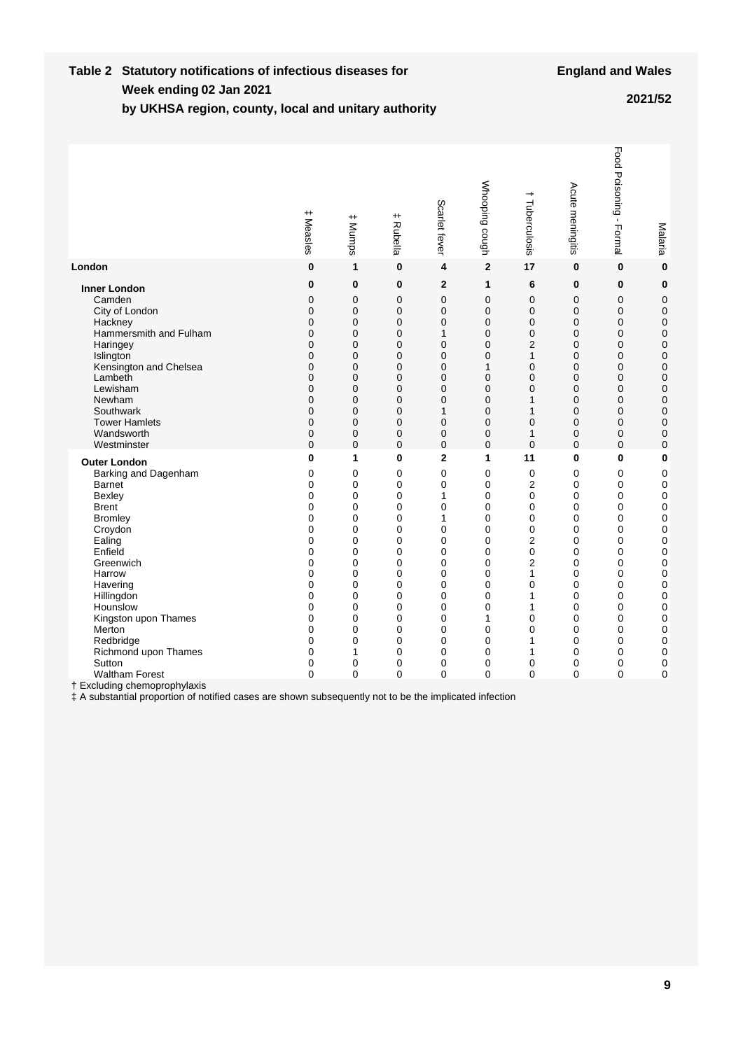# Table 2 Statutory notifications of infectious diseases for Week ending 02 Jan 2021 by UKHSA region, county, local and unitary authority

**England and Wales**

**2021/52**

| | ‡ Measles | ‡ Mumps | ‡ Rubella | Scarlet fever | Whooping cough | † Tuberculosis | Acute meningitis | Food Poisoning - Formal | Malaria |
|---|---|---|---|---|---|---|---|---|---|
| **London** | **0** | **1** | **0** | **4** | **2** | **17** | **0** | **0** | **0** |
| **Inner London** | **0** | **0** | **0** | **2** | **1** | **6** | **0** | **0** | **0** |
| Camden | 0 | 0 | 0 | 0 | 0 | 0 | 0 | 0 | 0 |
| City of London | 0 | 0 | 0 | 0 | 0 | 0 | 0 | 0 | 0 |
| Hackney | 0 | 0 | 0 | 0 | 0 | 0 | 0 | 0 | 0 |
| Hammersmith and Fulham | 0 | 0 | 0 | 1 | 0 | 0 | 0 | 0 | 0 |
| Haringey | 0 | 0 | 0 | 0 | 0 | 2 | 0 | 0 | 0 |
| Islington | 0 | 0 | 0 | 0 | 0 | 1 | 0 | 0 | 0 |
| Kensington and Chelsea | 0 | 0 | 0 | 0 | 1 | 0 | 0 | 0 | 0 |
| Lambeth | 0 | 0 | 0 | 0 | 0 | 0 | 0 | 0 | 0 |
| Lewisham | 0 | 0 | 0 | 0 | 0 | 0 | 0 | 0 | 0 |
| Newham | 0 | 0 | 0 | 0 | 0 | 1 | 0 | 0 | 0 |
| Southwark | 0 | 0 | 0 | 1 | 0 | 1 | 0 | 0 | 0 |
| Tower Hamlets | 0 | 0 | 0 | 0 | 0 | 0 | 0 | 0 | 0 |
| Wandsworth | 0 | 0 | 0 | 0 | 0 | 1 | 0 | 0 | 0 |
| Westminster | 0 | 0 | 0 | 0 | 0 | 0 | 0 | 0 | 0 |
| **Outer London** | **0** | **1** | **0** | **2** | **1** | **11** | **0** | **0** | **0** |
| Barking and Dagenham | 0 | 0 | 0 | 0 | 0 | 0 | 0 | 0 | 0 |
| Barnet | 0 | 0 | 0 | 0 | 0 | 2 | 0 | 0 | 0 |
| Bexley | 0 | 0 | 0 | 1 | 0 | 0 | 0 | 0 | 0 |
| Brent | 0 | 0 | 0 | 0 | 0 | 0 | 0 | 0 | 0 |
| Bromley | 0 | 0 | 0 | 1 | 0 | 0 | 0 | 0 | 0 |
| Croydon | 0 | 0 | 0 | 0 | 0 | 0 | 0 | 0 | 0 |
| Ealing | 0 | 0 | 0 | 0 | 0 | 2 | 0 | 0 | 0 |
| Enfield | 0 | 0 | 0 | 0 | 0 | 0 | 0 | 0 | 0 |
| Greenwich | 0 | 0 | 0 | 0 | 0 | 2 | 0 | 0 | 0 |
| Harrow | 0 | 0 | 0 | 0 | 0 | 1 | 0 | 0 | 0 |
| Havering | 0 | 0 | 0 | 0 | 0 | 0 | 0 | 0 | 0 |
| Hillingdon | 0 | 0 | 0 | 0 | 0 | 1 | 0 | 0 | 0 |
| Hounslow | 0 | 0 | 0 | 0 | 0 | 1 | 0 | 0 | 0 |
| Kingston upon Thames | 0 | 0 | 0 | 0 | 1 | 0 | 0 | 0 | 0 |
| Merton | 0 | 0 | 0 | 0 | 0 | 0 | 0 | 0 | 0 |
| Redbridge | 0 | 0 | 0 | 0 | 0 | 1 | 0 | 0 | 0 |
| Richmond upon Thames | 0 | 1 | 0 | 0 | 0 | 1 | 0 | 0 | 0 |
| Sutton | 0 | 0 | 0 | 0 | 0 | 0 | 0 | 0 | 0 |
| Waltham Forest | 0 | 0 | 0 | 0 | 0 | 0 | 0 | 0 | 0 |

† Excluding chemoprophylaxis

‡ A substantial proportion of notified cases are shown subsequently not to be the implicated infection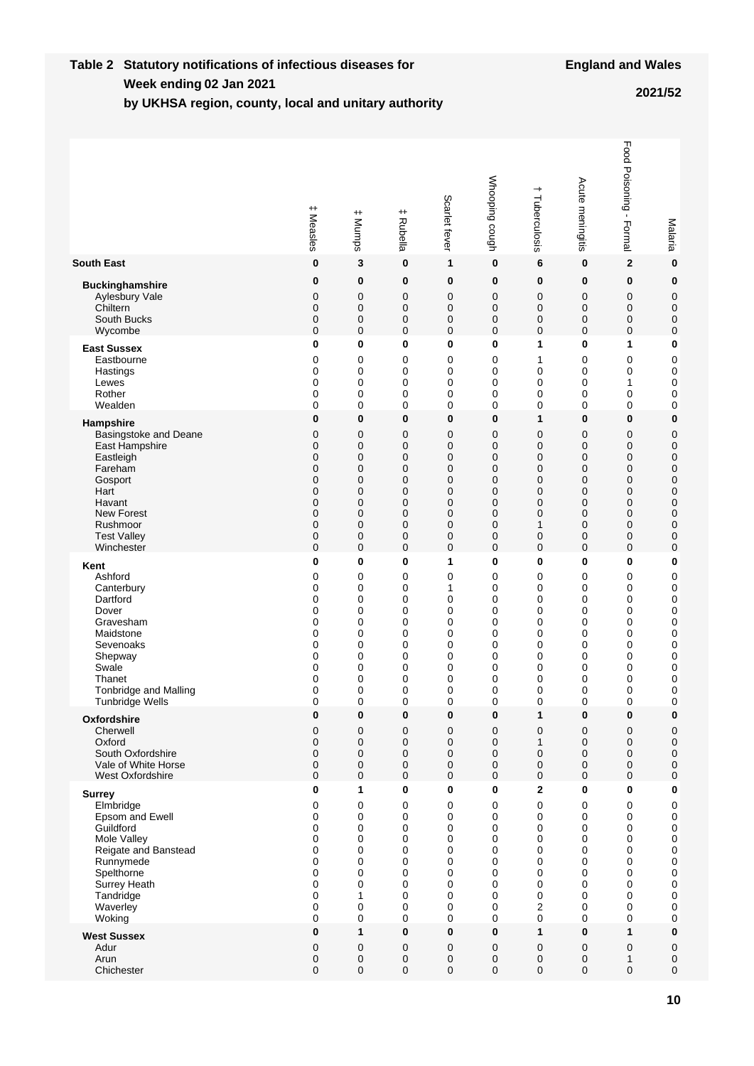**Table 2 Statutory notifications of infectious diseases for Week ending 02 Jan 2021 by UKHSA region, county, local and unitary authority**

**England and Wales**

**2021/52**

| | ‡ Measles | ‡ Mumps | ‡ Rubella | Scarlet fever | Whooping cough | † Tuberculosis | Acute meningitis | Food Poisoning - Formal | Malaria |
|---|---|---|---|---|---|---|---|---|---|
| **South East** | **0** | **3** | **0** | **1** | **0** | **6** | **0** | **2** | **0** |
| **Buckinghamshire** | **0** | **0** | **0** | **0** | **0** | **0** | **0** | **0** | **0** |
| Aylesbury Vale | 0 | 0 | 0 | 0 | 0 | 0 | 0 | 0 | 0 |
| Chiltern | 0 | 0 | 0 | 0 | 0 | 0 | 0 | 0 | 0 |
| South Bucks | 0 | 0 | 0 | 0 | 0 | 0 | 0 | 0 | 0 |
| Wycombe | 0 | 0 | 0 | 0 | 0 | 0 | 0 | 0 | 0 |
| **East Sussex** | **0** | **0** | **0** | **0** | **0** | **1** | **0** | **1** | **0** |
| Eastbourne | 0 | 0 | 0 | 0 | 0 | 1 | 0 | 0 | 0 |
| Hastings | 0 | 0 | 0 | 0 | 0 | 0 | 0 | 0 | 0 |
| Lewes | 0 | 0 | 0 | 0 | 0 | 0 | 0 | 1 | 0 |
| Rother | 0 | 0 | 0 | 0 | 0 | 0 | 0 | 0 | 0 |
| Wealden | 0 | 0 | 0 | 0 | 0 | 0 | 0 | 0 | 0 |
| **Hampshire** | **0** | **0** | **0** | **0** | **0** | **1** | **0** | **0** | **0** |
| Basingstoke and Deane | 0 | 0 | 0 | 0 | 0 | 0 | 0 | 0 | 0 |
| East Hampshire | 0 | 0 | 0 | 0 | 0 | 0 | 0 | 0 | 0 |
| Eastleigh | 0 | 0 | 0 | 0 | 0 | 0 | 0 | 0 | 0 |
| Fareham | 0 | 0 | 0 | 0 | 0 | 0 | 0 | 0 | 0 |
| Gosport | 0 | 0 | 0 | 0 | 0 | 0 | 0 | 0 | 0 |
| Hart | 0 | 0 | 0 | 0 | 0 | 0 | 0 | 0 | 0 |
| Havant | 0 | 0 | 0 | 0 | 0 | 0 | 0 | 0 | 0 |
| New Forest | 0 | 0 | 0 | 0 | 0 | 0 | 0 | 0 | 0 |
| Rushmoor | 0 | 0 | 0 | 0 | 0 | 1 | 0 | 0 | 0 |
| Test Valley | 0 | 0 | 0 | 0 | 0 | 0 | 0 | 0 | 0 |
| Winchester | 0 | 0 | 0 | 0 | 0 | 0 | 0 | 0 | 0 |
| **Kent** | **0** | **0** | **0** | **1** | **0** | **0** | **0** | **0** | **0** |
| Ashford | 0 | 0 | 0 | 0 | 0 | 0 | 0 | 0 | 0 |
| Canterbury | 0 | 0 | 0 | 1 | 0 | 0 | 0 | 0 | 0 |
| Dartford | 0 | 0 | 0 | 0 | 0 | 0 | 0 | 0 | 0 |
| Dover | 0 | 0 | 0 | 0 | 0 | 0 | 0 | 0 | 0 |
| Gravesham | 0 | 0 | 0 | 0 | 0 | 0 | 0 | 0 | 0 |
| Maidstone | 0 | 0 | 0 | 0 | 0 | 0 | 0 | 0 | 0 |
| Sevenoaks | 0 | 0 | 0 | 0 | 0 | 0 | 0 | 0 | 0 |
| Shepway | 0 | 0 | 0 | 0 | 0 | 0 | 0 | 0 | 0 |
| Swale | 0 | 0 | 0 | 0 | 0 | 0 | 0 | 0 | 0 |
| Thanet | 0 | 0 | 0 | 0 | 0 | 0 | 0 | 0 | 0 |
| Tonbridge and Malling | 0 | 0 | 0 | 0 | 0 | 0 | 0 | 0 | 0 |
| Tunbridge Wells | 0 | 0 | 0 | 0 | 0 | 0 | 0 | 0 | 0 |
| **Oxfordshire** | **0** | **0** | **0** | **0** | **0** | **1** | **0** | **0** | **0** |
| Cherwell | 0 | 0 | 0 | 0 | 0 | 0 | 0 | 0 | 0 |
| Oxford | 0 | 0 | 0 | 0 | 0 | 1 | 0 | 0 | 0 |
| South Oxfordshire | 0 | 0 | 0 | 0 | 0 | 0 | 0 | 0 | 0 |
| Vale of White Horse | 0 | 0 | 0 | 0 | 0 | 0 | 0 | 0 | 0 |
| West Oxfordshire | 0 | 0 | 0 | 0 | 0 | 0 | 0 | 0 | 0 |
| **Surrey** | **0** | **1** | **0** | **0** | **0** | **2** | **0** | **0** | **0** |
| Elmbridge | 0 | 0 | 0 | 0 | 0 | 0 | 0 | 0 | 0 |
| Epsom and Ewell | 0 | 0 | 0 | 0 | 0 | 0 | 0 | 0 | 0 |
| Guildford | 0 | 0 | 0 | 0 | 0 | 0 | 0 | 0 | 0 |
| Mole Valley | 0 | 0 | 0 | 0 | 0 | 0 | 0 | 0 | 0 |
| Reigate and Banstead | 0 | 0 | 0 | 0 | 0 | 0 | 0 | 0 | 0 |
| Runnymede | 0 | 0 | 0 | 0 | 0 | 0 | 0 | 0 | 0 |
| Spelthorne | 0 | 0 | 0 | 0 | 0 | 0 | 0 | 0 | 0 |
| Surrey Heath | 0 | 0 | 0 | 0 | 0 | 0 | 0 | 0 | 0 |
| Tandridge | 0 | 1 | 0 | 0 | 0 | 0 | 0 | 0 | 0 |
| Waverley | 0 | 0 | 0 | 0 | 0 | 2 | 0 | 0 | 0 |
| Woking | 0 | 0 | 0 | 0 | 0 | 0 | 0 | 0 | 0 |
| **West Sussex** | **0** | **1** | **0** | **0** | **0** | **1** | **0** | **1** | **0** |
| Adur | 0 | 0 | 0 | 0 | 0 | 0 | 0 | 0 | 0 |
| Arun | 0 | 0 | 0 | 0 | 0 | 0 | 0 | 1 | 0 |
| Chichester | 0 | 0 | 0 | 0 | 0 | 0 | 0 | 0 | 0 |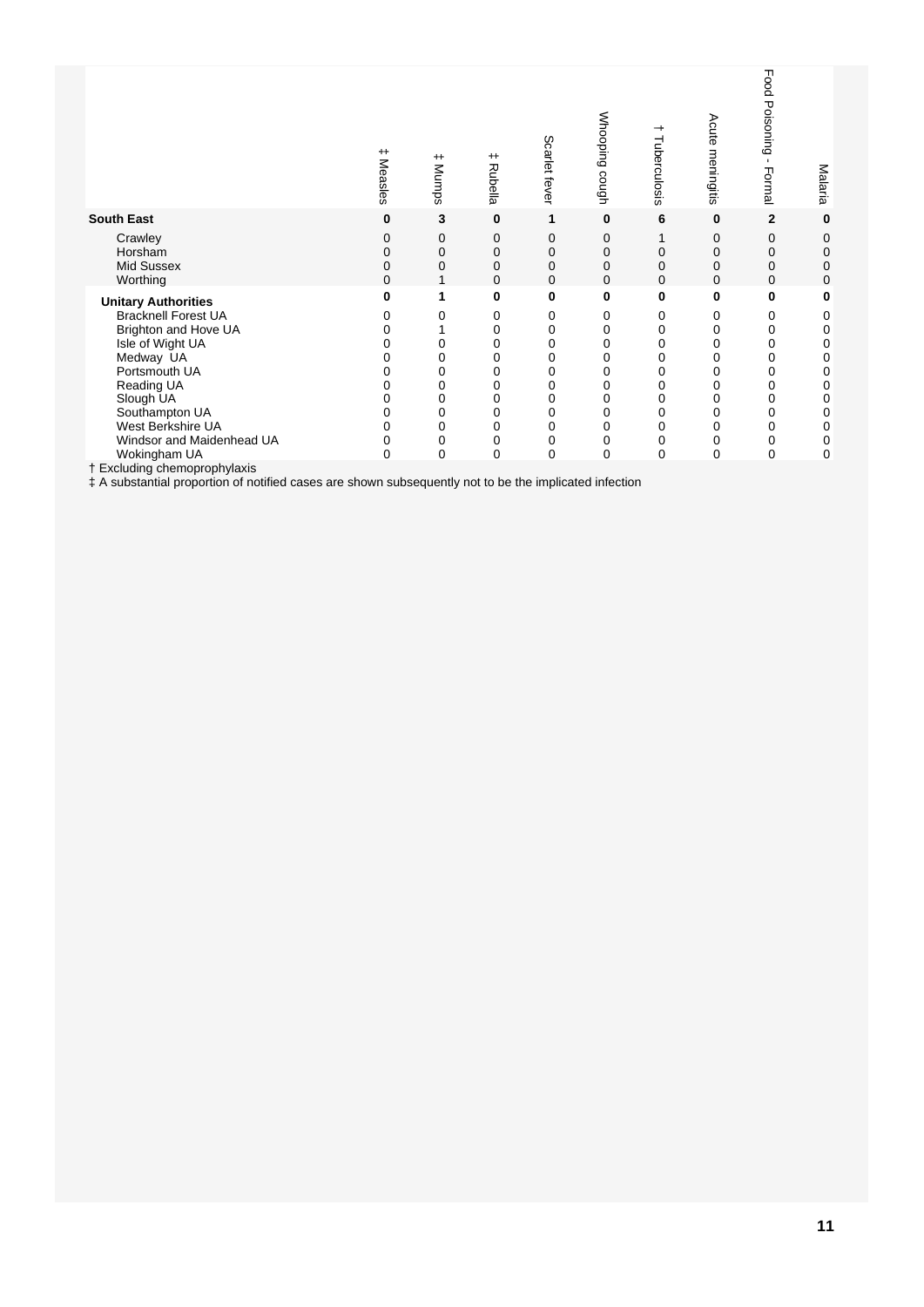| | ‡ Measles | ‡ Mumps | ‡ Rubella | Scarlet fever | Whooping cough | † Tuberculosis | Acute meningitis | Food Poisoning - Formal | Malaria |
|---|---|---|---|---|---|---|---|---|---|
| **South East** | **0** | **3** | **0** | **1** | **0** | **6** | **0** | **2** | **0** |
| Crawley | 0 | 0 | 0 | 0 | 0 | 1 | 0 | 0 | 0 |
| Horsham | 0 | 0 | 0 | 0 | 0 | 0 | 0 | 0 | 0 |
| Mid Sussex | 0 | 0 | 0 | 0 | 0 | 0 | 0 | 0 | 0 |
| Worthing | 0 | 1 | 0 | 0 | 0 | 0 | 0 | 0 | 0 |
| **Unitary Authorities** | **0** | **1** | **0** | **0** | **0** | **0** | **0** | **0** | **0** |
| Bracknell Forest UA | 0 | 0 | 0 | 0 | 0 | 0 | 0 | 0 | 0 |
| Brighton and Hove UA | 0 | 1 | 0 | 0 | 0 | 0 | 0 | 0 | 0 |
| Isle of Wight UA | 0 | 0 | 0 | 0 | 0 | 0 | 0 | 0 | 0 |
| Medway UA | 0 | 0 | 0 | 0 | 0 | 0 | 0 | 0 | 0 |
| Portsmouth UA | 0 | 0 | 0 | 0 | 0 | 0 | 0 | 0 | 0 |
| Reading UA | 0 | 0 | 0 | 0 | 0 | 0 | 0 | 0 | 0 |
| Slough UA | 0 | 0 | 0 | 0 | 0 | 0 | 0 | 0 | 0 |
| Southampton UA | 0 | 0 | 0 | 0 | 0 | 0 | 0 | 0 | 0 |
| West Berkshire UA | 0 | 0 | 0 | 0 | 0 | 0 | 0 | 0 | 0 |
| Windsor and Maidenhead UA | 0 | 0 | 0 | 0 | 0 | 0 | 0 | 0 | 0 |
| Wokingham UA | 0 | 0 | 0 | 0 | 0 | 0 | 0 | 0 | 0 |

† Excluding chemoprophylaxis

‡ A substantial proportion of notified cases are shown subsequently not to be the implicated infection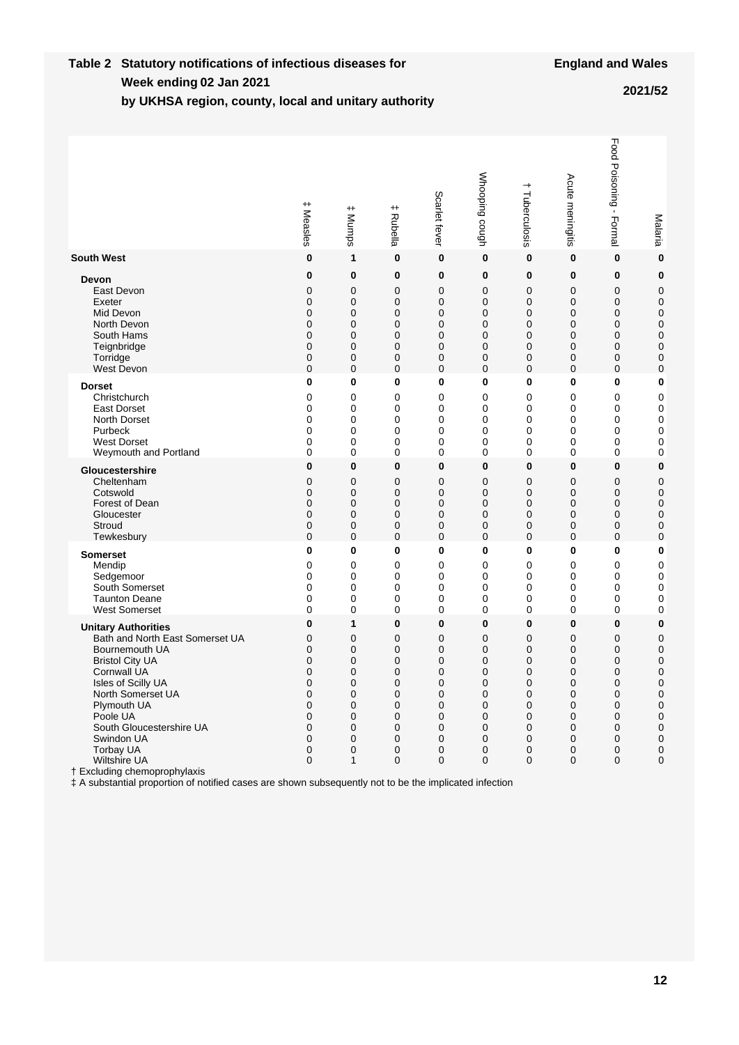**Table 2 Statutory notifications of infectious diseases for Week ending 02 Jan 2021 by UKHSA region, county, local and unitary authority**

**England and Wales**

**2021/52**

| | ‡ Measles | ‡ Mumps | ‡ Rubella | Scarlet fever | Whooping cough | † Tuberculosis | Acute meningitis | Food Poisoning - Formal | Malaria |
|---|---|---|---|---|---|---|---|---|---|
| **South West** | **0** | **1** | **0** | **0** | **0** | **0** | **0** | **0** | **0** |
| **Devon** | **0** | **0** | **0** | **0** | **0** | **0** | **0** | **0** | **0** |
| East Devon | 0 | 0 | 0 | 0 | 0 | 0 | 0 | 0 | 0 |
| Exeter | 0 | 0 | 0 | 0 | 0 | 0 | 0 | 0 | 0 |
| Mid Devon | 0 | 0 | 0 | 0 | 0 | 0 | 0 | 0 | 0 |
| North Devon | 0 | 0 | 0 | 0 | 0 | 0 | 0 | 0 | 0 |
| South Hams | 0 | 0 | 0 | 0 | 0 | 0 | 0 | 0 | 0 |
| Teignbridge | 0 | 0 | 0 | 0 | 0 | 0 | 0 | 0 | 0 |
| Torridge | 0 | 0 | 0 | 0 | 0 | 0 | 0 | 0 | 0 |
| West Devon | 0 | 0 | 0 | 0 | 0 | 0 | 0 | 0 | 0 |
| **Dorset** | **0** | **0** | **0** | **0** | **0** | **0** | **0** | **0** | **0** |
| Christchurch | 0 | 0 | 0 | 0 | 0 | 0 | 0 | 0 | 0 |
| East Dorset | 0 | 0 | 0 | 0 | 0 | 0 | 0 | 0 | 0 |
| North Dorset | 0 | 0 | 0 | 0 | 0 | 0 | 0 | 0 | 0 |
| Purbeck | 0 | 0 | 0 | 0 | 0 | 0 | 0 | 0 | 0 |
| West Dorset | 0 | 0 | 0 | 0 | 0 | 0 | 0 | 0 | 0 |
| Weymouth and Portland | 0 | 0 | 0 | 0 | 0 | 0 | 0 | 0 | 0 |
| **Gloucestershire** | **0** | **0** | **0** | **0** | **0** | **0** | **0** | **0** | **0** |
| Cheltenham | 0 | 0 | 0 | 0 | 0 | 0 | 0 | 0 | 0 |
| Cotswold | 0 | 0 | 0 | 0 | 0 | 0 | 0 | 0 | 0 |
| Forest of Dean | 0 | 0 | 0 | 0 | 0 | 0 | 0 | 0 | 0 |
| Gloucester | 0 | 0 | 0 | 0 | 0 | 0 | 0 | 0 | 0 |
| Stroud | 0 | 0 | 0 | 0 | 0 | 0 | 0 | 0 | 0 |
| Tewkesbury | 0 | 0 | 0 | 0 | 0 | 0 | 0 | 0 | 0 |
| **Somerset** | **0** | **0** | **0** | **0** | **0** | **0** | **0** | **0** | **0** |
| Mendip | 0 | 0 | 0 | 0 | 0 | 0 | 0 | 0 | 0 |
| Sedgemoor | 0 | 0 | 0 | 0 | 0 | 0 | 0 | 0 | 0 |
| South Somerset | 0 | 0 | 0 | 0 | 0 | 0 | 0 | 0 | 0 |
| Taunton Deane | 0 | 0 | 0 | 0 | 0 | 0 | 0 | 0 | 0 |
| West Somerset | 0 | 0 | 0 | 0 | 0 | 0 | 0 | 0 | 0 |
| **Unitary Authorities** | **0** | **1** | **0** | **0** | **0** | **0** | **0** | **0** | **0** |
| Bath and North East Somerset UA | 0 | 0 | 0 | 0 | 0 | 0 | 0 | 0 | 0 |
| Bournemouth UA | 0 | 0 | 0 | 0 | 0 | 0 | 0 | 0 | 0 |
| Bristol City UA | 0 | 0 | 0 | 0 | 0 | 0 | 0 | 0 | 0 |
| Cornwall UA | 0 | 0 | 0 | 0 | 0 | 0 | 0 | 0 | 0 |
| Isles of Scilly UA | 0 | 0 | 0 | 0 | 0 | 0 | 0 | 0 | 0 |
| North Somerset UA | 0 | 0 | 0 | 0 | 0 | 0 | 0 | 0 | 0 |
| Plymouth UA | 0 | 0 | 0 | 0 | 0 | 0 | 0 | 0 | 0 |
| Poole UA | 0 | 0 | 0 | 0 | 0 | 0 | 0 | 0 | 0 |
| South Gloucestershire UA | 0 | 0 | 0 | 0 | 0 | 0 | 0 | 0 | 0 |
| Swindon UA | 0 | 0 | 0 | 0 | 0 | 0 | 0 | 0 | 0 |
| Torbay UA | 0 | 0 | 0 | 0 | 0 | 0 | 0 | 0 | 0 |
| Wiltshire UA | 0 | 1 | 0 | 0 | 0 | 0 | 0 | 0 | 0 |

† Excluding chemoprophylaxis

‡ A substantial proportion of notified cases are shown subsequently not to be the implicated infection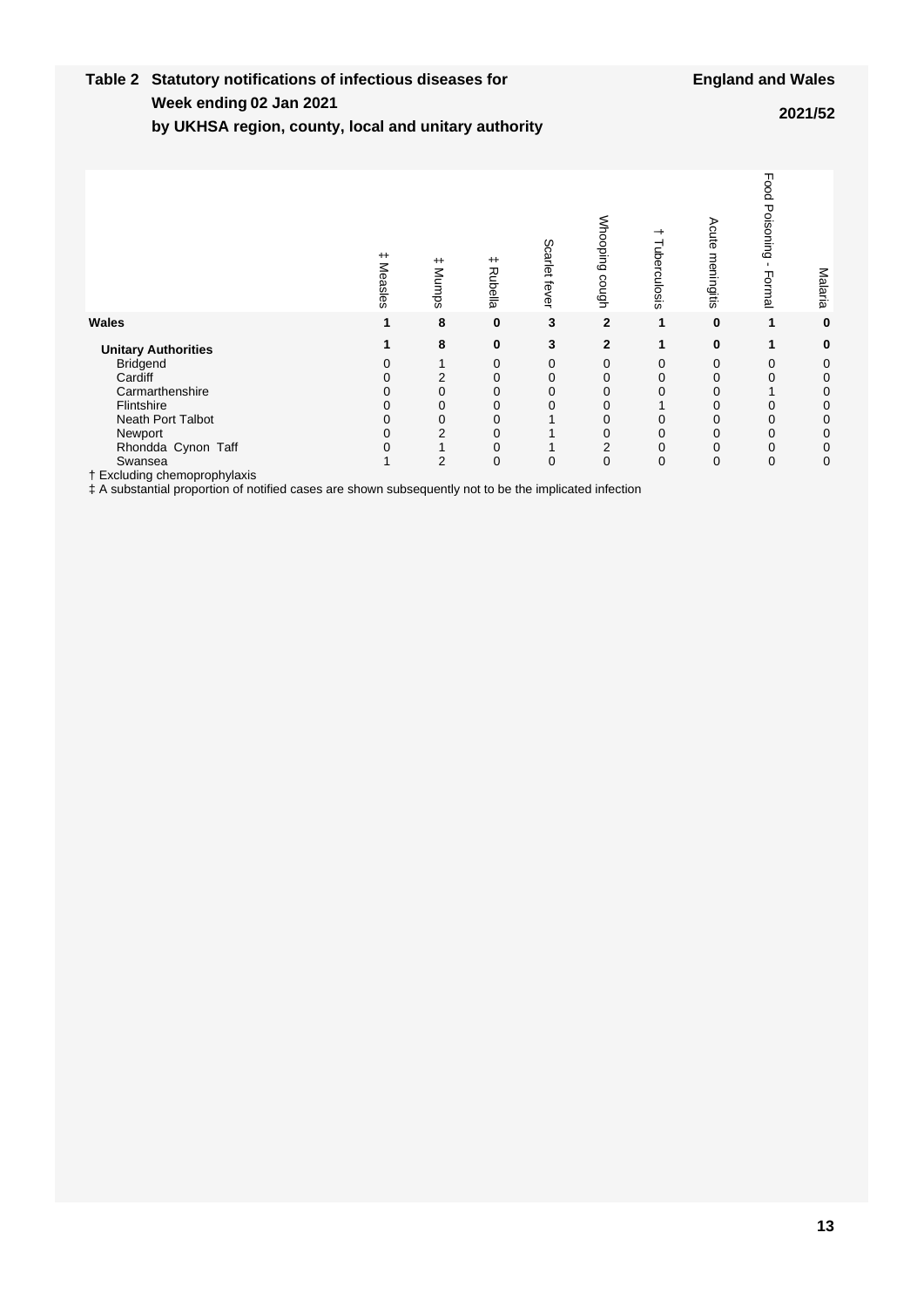**Table 2 Statistical notifications of infectious diseases for Week ending 02 Jan 2021 by UKHSA region, county, local and unitary authority**

**England and Wales**

**2021/52**

| | ‡ Measles | ‡ Mumps | ‡ Rubella | Scarlet fever | Whooping cough | † Tuberculosis | Acute meningitis | Food Poisoning - Formal | Malaria |
|---|---|---|---|---|---|---|---|---|---|
| **Wales** | **1** | **8** | **0** | **3** | **2** | **1** | **0** | **1** | **0** |
| **Unitary Authorities** | **1** | **8** | **0** | **3** | **2** | **1** | **0** | **1** | **0** |
| Bridgend | 0 | 1 | 0 | 0 | 0 | 0 | 0 | 0 | 0 |
| Cardiff | 0 | 2 | 0 | 0 | 0 | 0 | 0 | 0 | 0 |
| Carmarthenshire | 0 | 0 | 0 | 0 | 0 | 0 | 0 | 1 | 0 |
| Flintshire | 0 | 0 | 0 | 0 | 0 | 1 | 0 | 0 | 0 |
| Neath Port Talbot | 0 | 0 | 0 | 1 | 0 | 0 | 0 | 0 | 0 |
| Newport | 0 | 2 | 0 | 1 | 0 | 0 | 0 | 0 | 0 |
| Rhondda Cynon Taff | 0 | 1 | 0 | 1 | 2 | 0 | 0 | 0 | 0 |
| Swansea | 1 | 2 | 0 | 0 | 0 | 0 | 0 | 0 | 0 |

† Excluding chemoprophylaxis

‡ A substantial proportion of notified cases are shown subsequently not to be the implicated infection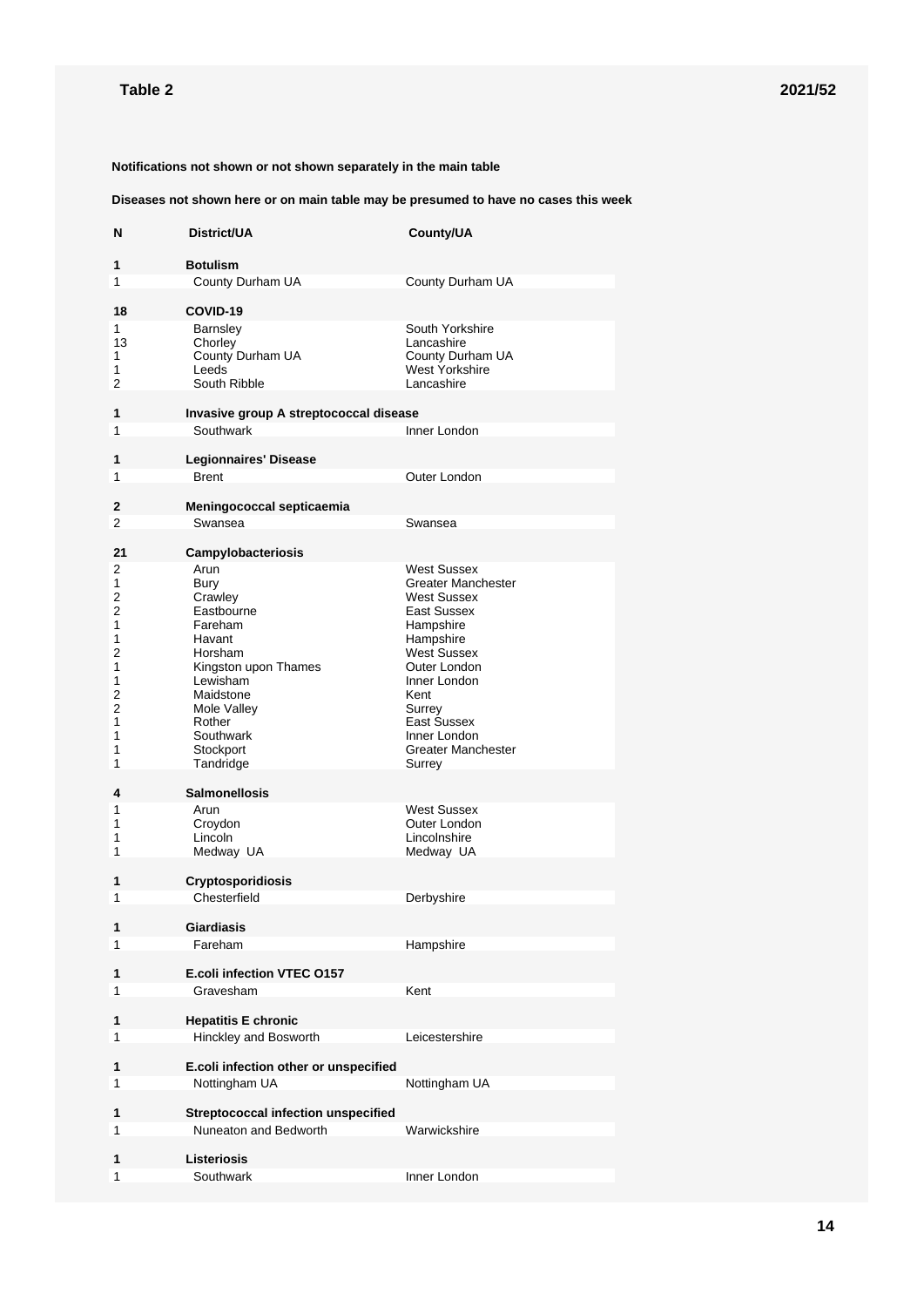**Table 2** **2021/52**

**Notifications not shown or not shown separately in the main table**

**Diseases not shown here or on main table may be presumed to have no cases this week**

| N | District/UA | County/UA |
|---|---|---|
| **1** | **Botulism** | |
| 1 | County Durham UA | County Durham UA |
| **18** | **COVID-19** | |
| 1 | Barnsley | South Yorkshire |
| 13 | Chorley | Lancashire |
| 1 | County Durham UA | County Durham UA |
| 1 | Leeds | West Yorkshire |
| 2 | South Ribble | Lancashire |
| **1** | **Invasive group A streptococcal disease** | |
| 1 | Southwark | Inner London |
| **1** | **Legionnaires' Disease** | |
| 1 | Brent | Outer London |
| **2** | **Meningococcal septicaemia** | |
| 2 | Swansea | Swansea |
| **21** | **Campylobacteriosis** | |
| 2 | Arun | West Sussex |
| 1 | Bury | Greater Manchester |
| 2 | Crawley | West Sussex |
| 2 | Eastbourne | East Sussex |
| 1 | Fareham | Hampshire |
| 1 | Havant | Hampshire |
| 2 | Horsham | West Sussex |
| 1 | Kingston upon Thames | Outer London |
| 1 | Lewisham | Inner London |
| 2 | Maidstone | Kent |
| 2 | Mole Valley | Surrey |
| 1 | Rother | East Sussex |
| 1 | Southwark | Inner London |
| 1 | Stockport | Greater Manchester |
| 1 | Tandridge | Surrey |
| **4** | **Salmonellosis** | |
| 1 | Arun | West Sussex |
| 1 | Croydon | Outer London |
| 1 | Lincoln | Lincolnshire |
| 1 | Medway UA | Medway UA |
| **1** | **Cryptosporidiosis** | |
| 1 | Chesterfield | Derbyshire |
| **1** | **Giardiasis** | |
| 1 | Fareham | Hampshire |
| **1** | **E.coli infection VTEC O157** | |
| 1 | Gravesham | Kent |
| **1** | **Hepatitis E chronic** | |
| 1 | Hinckley and Bosworth | Leicestershire |
| **1** | **E.coli infection other or unspecified** | |
| 1 | Nottingham UA | Nottingham UA |
| **1** | **Streptococcal infection unspecified** | |
| 1 | Nuneaton and Bedworth | Warwickshire |
| **1** | **Listeriosis** | |
| 1 | Southwark | Inner London |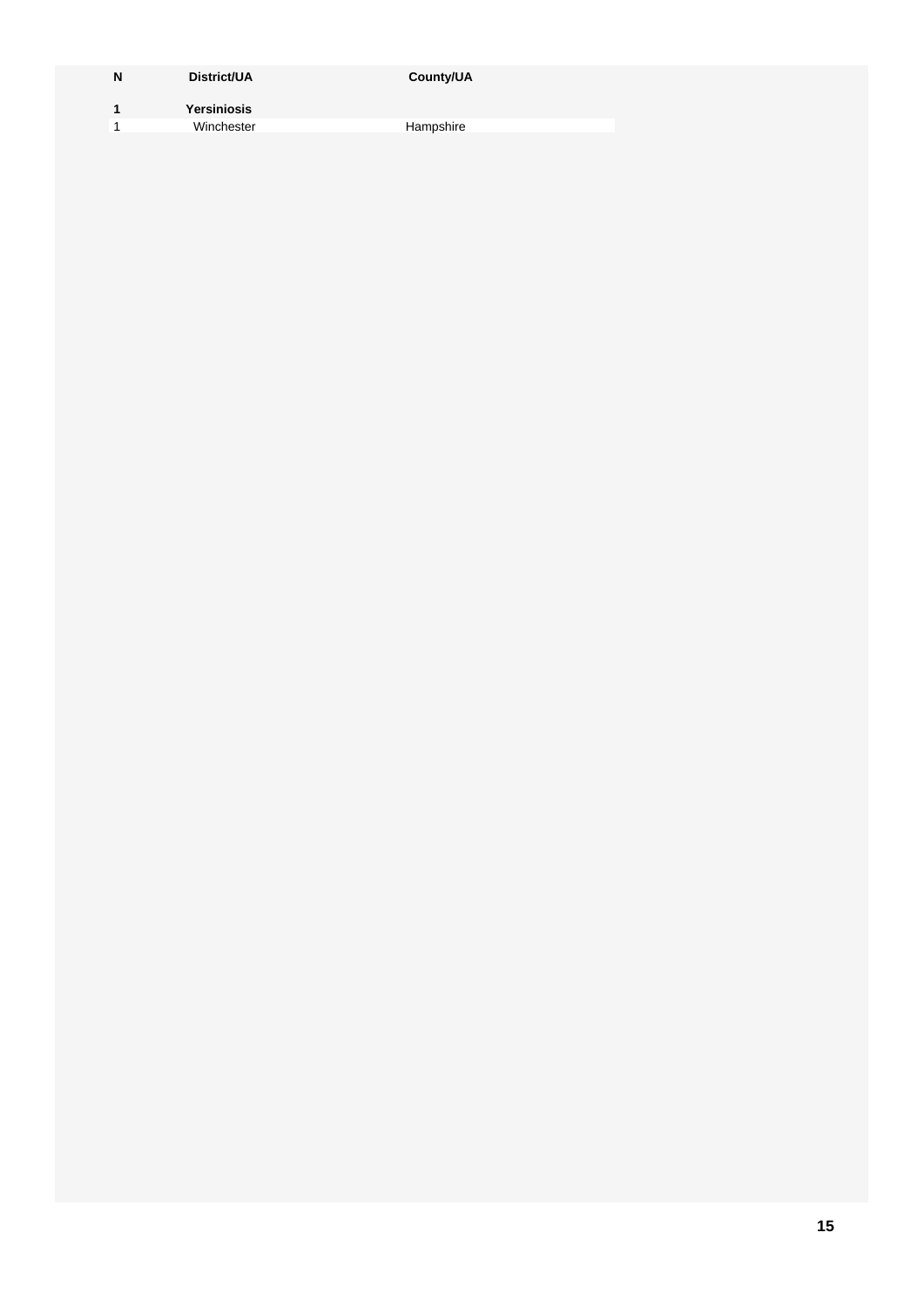| N | District/UA | County/UA |
| --- | --- | --- |
| **1** | **Yersiniosis** | |
| 1 | Winchester | Hampshire |